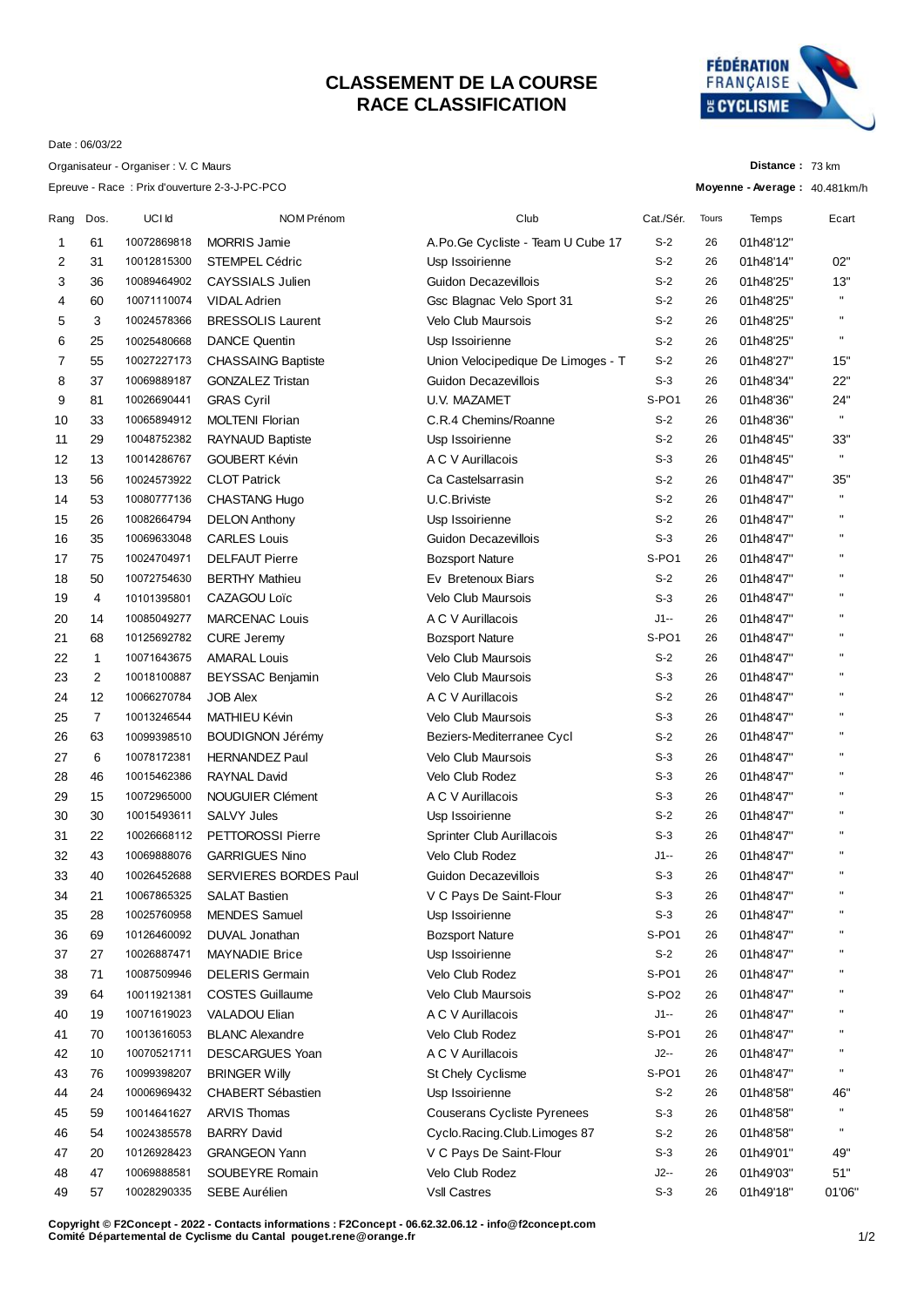# CLASSEMENT DE LA COURSE
# RACE CLASSIFICATION

Date : 06/03/22

Organisateur - Organiser : V. C Maurs

Epreuve - Race : Prix d'ouverture 2-3-J-PC-PCO

**Distance :** 73 km

**Moyenne - Average :** 40.481km/h

| Rang | Dos. | UCI Id | NOM Prénom | Club | Cat./Sér. | Tours | Temps | Ecart |
|---|---|---|---|---|---|---|---|---|
| 1 | 61 | 10072869818 | MORRIS Jamie | A.Po.Ge Cycliste - Team U Cube 17 | S-2 | 26 | 01h48'12" | |
| 2 | 31 | 10012815300 | STEMPEL Cédric | Usp Issoirienne | S-2 | 26 | 01h48'14" | 02" |
| 3 | 36 | 10089464902 | CAYSSIALS Julien | Guidon Decazevillois | S-2 | 26 | 01h48'25" | 13" |
| 4 | 60 | 10071110074 | VIDAL Adrien | Gsc Blagnac Velo Sport 31 | S-2 | 26 | 01h48'25" | " |
| 5 | 3 | 10024578366 | BRESSOLIS Laurent | Velo Club Maursois | S-2 | 26 | 01h48'25" | " |
| 6 | 25 | 10025480668 | DANCE Quentin | Usp Issoirienne | S-2 | 26 | 01h48'25" | " |
| 7 | 55 | 10027227173 | CHASSAING Baptiste | Union Velocipedique De Limoges - T | S-2 | 26 | 01h48'27" | 15" |
| 8 | 37 | 10069889187 | GONZALEZ Tristan | Guidon Decazevillois | S-3 | 26 | 01h48'34" | 22" |
| 9 | 81 | 10026690441 | GRAS Cyril | U.V. MAZAMET | S-PO1 | 26 | 01h48'36" | 24" |
| 10 | 33 | 10065894912 | MOLTENI Florian | C.R.4 Chemins/Roanne | S-2 | 26 | 01h48'36" | " |
| 11 | 29 | 10048752382 | RAYNAUD Baptiste | Usp Issoirienne | S-2 | 26 | 01h48'45" | 33" |
| 12 | 13 | 10014286767 | GOUBERT Kévin | A C V Aurillacois | S-3 | 26 | 01h48'45" | " |
| 13 | 56 | 10024573922 | CLOT Patrick | Ca Castelsarrasin | S-2 | 26 | 01h48'47" | 35" |
| 14 | 53 | 10080777136 | CHASTANG Hugo | U.C.Briviste | S-2 | 26 | 01h48'47" | " |
| 15 | 26 | 10082664794 | DELON Anthony | Usp Issoirienne | S-2 | 26 | 01h48'47" | " |
| 16 | 35 | 10069633048 | CARLES Louis | Guidon Decazevillois | S-3 | 26 | 01h48'47" | " |
| 17 | 75 | 10024704971 | DELFAUT Pierre | Bozsport Nature | S-PO1 | 26 | 01h48'47" | " |
| 18 | 50 | 10072754630 | BERTHY Mathieu | Ev Bretenoux Biars | S-2 | 26 | 01h48'47" | " |
| 19 | 4 | 10101395801 | CAZAGOU Loïc | Velo Club Maursois | S-3 | 26 | 01h48'47" | " |
| 20 | 14 | 10085049277 | MARCENAC Louis | A C V Aurillacois | J1-- | 26 | 01h48'47" | " |
| 21 | 68 | 10125692782 | CURE Jeremy | Bozsport Nature | S-PO1 | 26 | 01h48'47" | " |
| 22 | 1 | 10071643675 | AMARAL Louis | Velo Club Maursois | S-2 | 26 | 01h48'47" | " |
| 23 | 2 | 10018100887 | BEYSSAC Benjamin | Velo Club Maursois | S-3 | 26 | 01h48'47" | " |
| 24 | 12 | 10066270784 | JOB Alex | A C V Aurillacois | S-2 | 26 | 01h48'47" | " |
| 25 | 7 | 10013246544 | MATHIEU Kévin | Velo Club Maursois | S-3 | 26 | 01h48'47" | " |
| 26 | 63 | 10099398510 | BOUDIGNON Jérémy | Beziers-Mediterranee Cycl | S-2 | 26 | 01h48'47" | " |
| 27 | 6 | 10078172381 | HERNANDEZ Paul | Velo Club Maursois | S-3 | 26 | 01h48'47" | " |
| 28 | 46 | 10015462386 | RAYNAL David | Velo Club Rodez | S-3 | 26 | 01h48'47" | " |
| 29 | 15 | 10072965000 | NOUGUIER Clément | A C V Aurillacois | S-3 | 26 | 01h48'47" | " |
| 30 | 30 | 10015493611 | SALVY Jules | Usp Issoirienne | S-2 | 26 | 01h48'47" | " |
| 31 | 22 | 10026668112 | PETTOROSSI Pierre | Sprinter Club Aurillacois | S-3 | 26 | 01h48'47" | " |
| 32 | 43 | 10069888076 | GARRIGUES Nino | Velo Club Rodez | J1-- | 26 | 01h48'47" | " |
| 33 | 40 | 10026452688 | SERVIERES BORDES Paul | Guidon Decazevillois | S-3 | 26 | 01h48'47" | " |
| 34 | 21 | 10067865325 | SALAT Bastien | V C Pays De Saint-Flour | S-3 | 26 | 01h48'47" | " |
| 35 | 28 | 10025760958 | MENDES Samuel | Usp Issoirienne | S-3 | 26 | 01h48'47" | " |
| 36 | 69 | 10126460092 | DUVAL Jonathan | Bozsport Nature | S-PO1 | 26 | 01h48'47" | " |
| 37 | 27 | 10026887471 | MAYNADIE Brice | Usp Issoirienne | S-2 | 26 | 01h48'47" | " |
| 38 | 71 | 10087509946 | DELERIS Germain | Velo Club Rodez | S-PO1 | 26 | 01h48'47" | " |
| 39 | 64 | 10011921381 | COSTES Guillaume | Velo Club Maursois | S-PO2 | 26 | 01h48'47" | " |
| 40 | 19 | 10071619023 | VALADOU Elian | A C V Aurillacois | J1-- | 26 | 01h48'47" | " |
| 41 | 70 | 10013616053 | BLANC Alexandre | Velo Club Rodez | S-PO1 | 26 | 01h48'47" | " |
| 42 | 10 | 10070521711 | DESCARGUES Yoan | A C V Aurillacois | J2-- | 26 | 01h48'47" | " |
| 43 | 76 | 10099398207 | BRINGER Willy | St Chely Cyclisme | S-PO1 | 26 | 01h48'47" | " |
| 44 | 24 | 10006969432 | CHABERT Sébastien | Usp Issoirienne | S-2 | 26 | 01h48'58" | 46" |
| 45 | 59 | 10014641627 | ARVIS Thomas | Couserans Cycliste Pyrenees | S-3 | 26 | 01h48'58" | " |
| 46 | 54 | 10024385578 | BARRY David | Cyclo.Racing.Club.Limoges 87 | S-2 | 26 | 01h48'58" | " |
| 47 | 20 | 10126928423 | GRANGEON Yann | V C Pays De Saint-Flour | S-3 | 26 | 01h49'01" | 49" |
| 48 | 47 | 10069888581 | SOUBEYRE Romain | Velo Club Rodez | J2-- | 26 | 01h49'03" | 51" |
| 49 | 57 | 10028290335 | SEBE Aurélien | Vsll Castres | S-3 | 26 | 01h49'18" | 01'06" |

**Copyright © F2Concept - 2022 - Contacts informations : F2Concept - 06.62.32.06.12 - info@f2concept.com**
**Comité Départemental de Cyclisme du Cantal pouget.rene@orange.fr**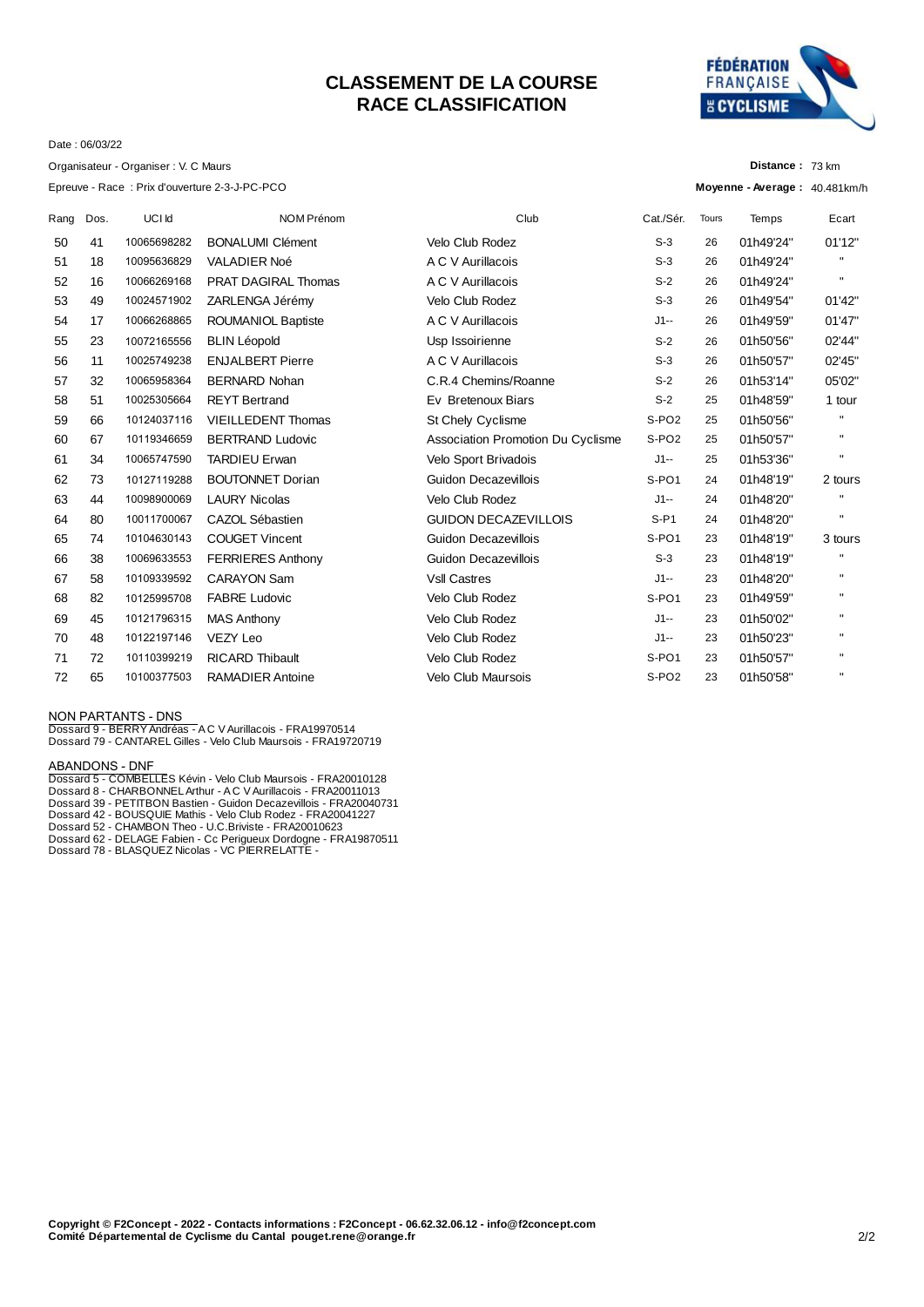# CLASSEMENT DE LA COURSE
# RACE CLASSIFICATION

Date : 06/03/22

Organisateur - Organiser : V. C Maurs

Epreuve - Race : Prix d'ouverture 2-3-J-PC-PCO

**Distance :** 73 km

**Moyenne - Average :** 40.481km/h

| Rang | Dos. | UCI Id | NOM Prénom | Club | Cat./Sér. | Tours | Temps | Ecart |
|---|---|---|---|---|---|---|---|---|
| 50 | 41 | 10065698282 | BONALUMI Clément | Velo Club Rodez | S-3 | 26 | 01h49'24" | 01'12" |
| 51 | 18 | 10095636829 | VALADIER Noé | A C V Aurillacois | S-3 | 26 | 01h49'24" | " |
| 52 | 16 | 10066269168 | PRAT DAGIRAL Thomas | A C V Aurillacois | S-2 | 26 | 01h49'24" | " |
| 53 | 49 | 10024571902 | ZARLENGA Jérémy | Velo Club Rodez | S-3 | 26 | 01h49'54" | 01'42" |
| 54 | 17 | 10066268865 | ROUMANIOL Baptiste | A C V Aurillacois | J1-- | 26 | 01h49'59" | 01'47" |
| 55 | 23 | 10072165556 | BLIN Léopold | Usp Issoirienne | S-2 | 26 | 01h50'56" | 02'44" |
| 56 | 11 | 10025749238 | ENJALBERT Pierre | A C V Aurillacois | S-3 | 26 | 01h50'57" | 02'45" |
| 57 | 32 | 10065958364 | BERNARD Nohan | C.R.4 Chemins/Roanne | S-2 | 26 | 01h53'14" | 05'02" |
| 58 | 51 | 10025305664 | REYT Bertrand | Ev Bretenoux Biars | S-2 | 25 | 01h48'59" | 1 tour |
| 59 | 66 | 10124037116 | VIEILLEDENT Thomas | St Chely Cyclisme | S-PO2 | 25 | 01h50'56" | " |
| 60 | 67 | 10119346659 | BERTRAND Ludovic | Association Promotion Du Cyclisme | S-PO2 | 25 | 01h50'57" | " |
| 61 | 34 | 10065747590 | TARDIEU Erwan | Velo Sport Brivadois | J1-- | 25 | 01h53'36" | " |
| 62 | 73 | 10127119288 | BOUTONNET Dorian | Guidon Decazevillois | S-PO1 | 24 | 01h48'19" | 2 tours |
| 63 | 44 | 10098900069 | LAURY Nicolas | Velo Club Rodez | J1-- | 24 | 01h48'20" | " |
| 64 | 80 | 10011700067 | CAZOL Sébastien | GUIDON DECAZEVILLOIS | S-P1 | 24 | 01h48'20" | " |
| 65 | 74 | 10104630143 | COUGET Vincent | Guidon Decazevillois | S-PO1 | 23 | 01h48'19" | 3 tours |
| 66 | 38 | 10069633553 | FERRIERES Anthony | Guidon Decazevillois | S-3 | 23 | 01h48'19" | " |
| 67 | 58 | 10109339592 | CARAYON Sam | Vsll Castres | J1-- | 23 | 01h48'20" | " |
| 68 | 82 | 10125995708 | FABRE Ludovic | Velo Club Rodez | S-PO1 | 23 | 01h49'59" | " |
| 69 | 45 | 10121796315 | MAS Anthony | Velo Club Rodez | J1-- | 23 | 01h50'02" | " |
| 70 | 48 | 10122197146 | VEZY Leo | Velo Club Rodez | J1-- | 23 | 01h50'23" | " |
| 71 | 72 | 10110399219 | RICARD Thibault | Velo Club Rodez | S-PO1 | 23 | 01h50'57" | " |
| 72 | 65 | 10100377503 | RAMADIER Antoine | Velo Club Maursois | S-PO2 | 23 | 01h50'58" | " |

NON PARTANTS - DNS

Dossard 9 - BERRY Andréas - A C V Aurillacois - FRA19970514
Dossard 79 - CANTAREL Gilles - Velo Club Maursois - FRA19720719

ABANDONS - DNF

Dossard 5 - COMBELLES Kévin - Velo Club Maursois - FRA20010128
Dossard 8 - CHARBONNEL Arthur - A C V Aurillacois - FRA20011013
Dossard 39 - PETITBON Bastien - Guidon Decazevillois - FRA20040731
Dossard 42 - BOUSQUIE Mathis - Velo Club Rodez - FRA20041227
Dossard 52 - CHAMBON Theo - U.C.Briviste - FRA20010623
Dossard 62 - DELAGE Fabien - Cc Perigueux Dordogne - FRA19870511
Dossard 78 - BLASQUEZ Nicolas - VC PIERRELATTE -

**Copyright © F2Concept - 2022 - Contacts informations : F2Concept - 06.62.32.06.12 - info@f2concept.com**
**Comité Départemental de Cyclisme du Cantal pouget.rene@orange.fr**